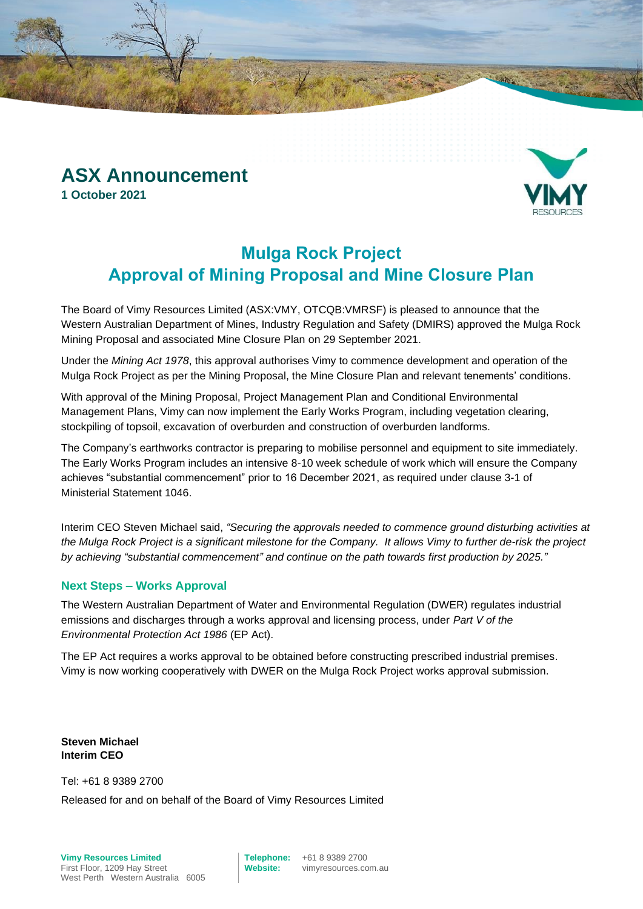# ASX Announcement

**1 October 2021**

## Mulga Rock Project
## Approval of Mining Proposal and Mine Closure Plan

The Board of Vimy Resources Limited (ASX:VMY, OTCQB:VMRSF) is pleased to announce that the Western Australian Department of Mines, Industry Regulation and Safety (DMIRS) approved the Mulga Rock Mining Proposal and associated Mine Closure Plan on 29 September 2021.

Under the *Mining Act 1978*, this approval authorises Vimy to commence development and operation of the Mulga Rock Project as per the Mining Proposal, the Mine Closure Plan and relevant tenements' conditions.

With approval of the Mining Proposal, Project Management Plan and Conditional Environmental Management Plans, Vimy can now implement the Early Works Program, including vegetation clearing, stockpiling of topsoil, excavation of overburden and construction of overburden landforms.

The Company's earthworks contractor is preparing to mobilise personnel and equipment to site immediately. The Early Works Program includes an intensive 8-10 week schedule of work which will ensure the Company achieves "substantial commencement" prior to 16 December 2021, as required under clause 3-1 of Ministerial Statement 1046.

Interim CEO Steven Michael said, *"Securing the approvals needed to commence ground disturbing activities at the Mulga Rock Project is a significant milestone for the Company. It allows Vimy to further de-risk the project by achieving "substantial commencement" and continue on the path towards first production by 2025."*

### Next Steps – Works Approval

The Western Australian Department of Water and Environmental Regulation (DWER) regulates industrial emissions and discharges through a works approval and licensing process, under *Part V of the Environmental Protection Act 1986* (EP Act).

The EP Act requires a works approval to be obtained before constructing prescribed industrial premises. Vimy is now working cooperatively with DWER on the Mulga Rock Project works approval submission.

**Steven Michael**
**Interim CEO**

Tel: +61 8 9389 2700

Released for and on behalf of the Board of Vimy Resources Limited

**Vimy Resources Limited**
First Floor, 1209 Hay Street
West Perth Western Australia 6005

**Telephone:** +61 8 9389 2700
**Website:** vimyresources.com.au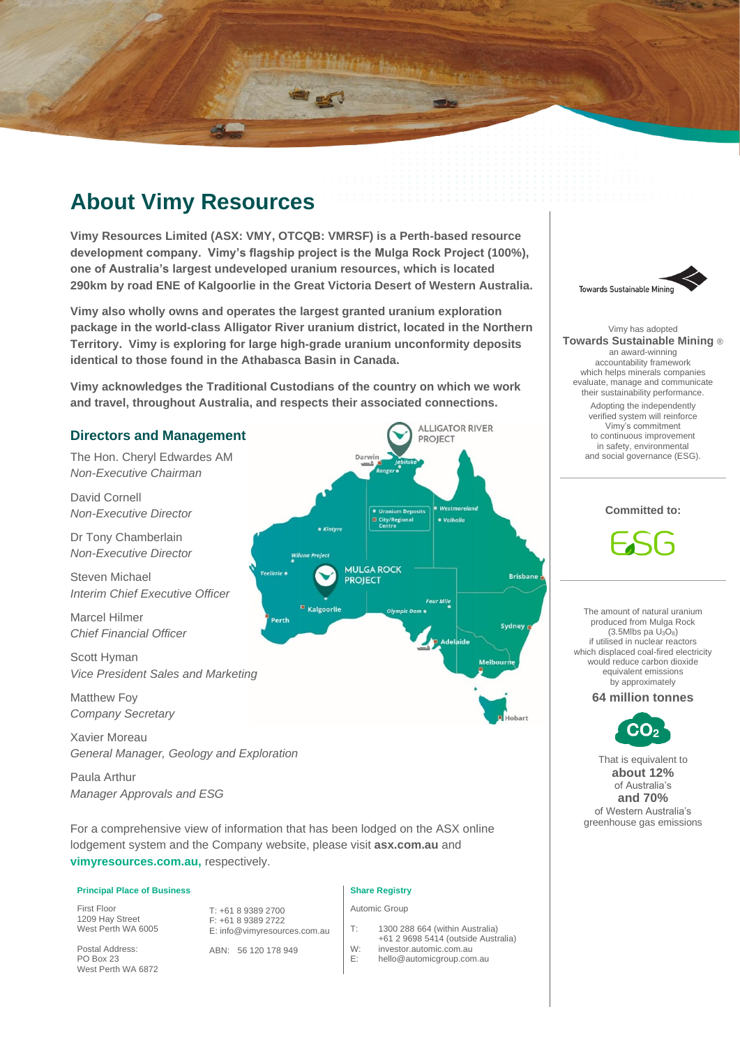# About Vimy Resources

**Vimy Resources Limited (ASX: VMY, OTCQB: VMRSF) is a Perth-based resource development company. Vimy's flagship project is the Mulga Rock Project (100%), one of Australia's largest undeveloped uranium resources, which is located 290km by road ENE of Kalgoorlie in the Great Victoria Desert of Western Australia.**

**Vimy also wholly owns and operates the largest granted uranium exploration package in the world-class Alligator River uranium district, located in the Northern Territory. Vimy is exploring for large high-grade uranium unconformity deposits identical to those found in the Athabasca Basin in Canada.**

**Vimy acknowledges the Traditional Custodians of the country on which we work and travel, throughout Australia, and respects their associated connections.**

## Directors and Management

The Hon. Cheryl Edwardes AM
*Non-Executive Chairman*

David Cornell
*Non-Executive Director*

Dr Tony Chamberlain
*Non-Executive Director*

Steven Michael
*Interim Chief Executive Officer*

Marcel Hilmer
*Chief Financial Officer*

Scott Hyman
*Vice President Sales and Marketing*

Matthew Foy
*Company Secretary*

Xavier Moreau
*General Manager, Geology and Exploration*

Paula Arthur
*Manager Approvals and ESG*

ALLIGATOR RIVER PROJECT
Darwin
Jabiluka
Ranger
Uranium Deposits
City/Regional Centre
Westmoreland
Valhalla
Kintyre
Wiluna Project
Yeelirrie
MULGA ROCK PROJECT
Kalgoorlie
Perth
Brisbane
Four Mile
Olympic Dam
Sydney
Adelaide
Melbourne
Hobart

For a comprehensive view of information that has been lodged on the ASX online lodgement system and the Company website, please visit **asx.com.au** and **vimyresources.com.au,** respectively.

**Principal Place of Business**

First Floor
1209 Hay Street
West Perth WA 6005

Postal Address:
PO Box 23
West Perth WA 6872

T: +61 8 9389 2700
F: +61 8 9389 2722
E: info@vimyresources.com.au

ABN: 56 120 178 949

**Share Registry**

Automic Group

T: 1300 288 664 (within Australia)
+61 2 9698 5414 (outside Australia)
W: investor.automic.com.au
E: hello@automicgroup.com.au

Towards Sustainable Mining

Vimy has adopted
**Towards Sustainable Mining ®**
an award-winning accountability framework which helps minerals companies evaluate, manage and communicate their sustainability performance.

Adopting the independently verified system will reinforce Vimy's commitment to continuous improvement in safety, environmental and social governance (ESG).

**Committed to:**

ESG

The amount of natural uranium produced from Mulga Rock (3.5Mlbs pa $U_3O_8$) if utilised in nuclear reactors which displaced coal-fired electricity would reduce carbon dioxide equivalent emissions by approximately

**64 million tonnes**

$CO_2$

That is equivalent to
**about 12%**
of Australia's
**and 70%**
of Western Australia's
greenhouse gas emissions